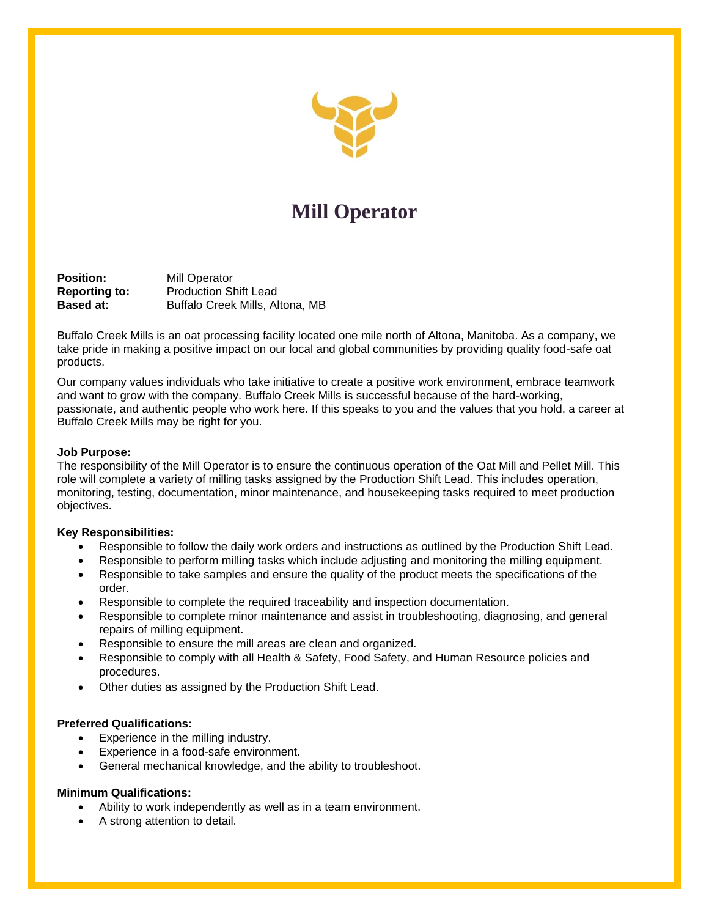# Mill Operator

**Position:** Mill Operator
**Reporting to:** Production Shift Lead
**Based at:** Buffalo Creek Mills, Altona, MB

Buffalo Creek Mills is an oat processing facility located one mile north of Altona, Manitoba. As a company, we take pride in making a positive impact on our local and global communities by providing quality food-safe oat products.

Our company values individuals who take initiative to create a positive work environment, embrace teamwork and want to grow with the company. Buffalo Creek Mills is successful because of the hard-working, passionate, and authentic people who work here. If this speaks to you and the values that you hold, a career at Buffalo Creek Mills may be right for you.

**Job Purpose:**
The responsibility of the Mill Operator is to ensure the continuous operation of the Oat Mill and Pellet Mill. This role will complete a variety of milling tasks assigned by the Production Shift Lead. This includes operation, monitoring, testing, documentation, minor maintenance, and housekeeping tasks required to meet production objectives.

**Key Responsibilities:**

- Responsible to follow the daily work orders and instructions as outlined by the Production Shift Lead.
- Responsible to perform milling tasks which include adjusting and monitoring the milling equipment.
- Responsible to take samples and ensure the quality of the product meets the specifications of the order.
- Responsible to complete the required traceability and inspection documentation.
- Responsible to complete minor maintenance and assist in troubleshooting, diagnosing, and general repairs of milling equipment.
- Responsible to ensure the mill areas are clean and organized.
- Responsible to comply with all Health & Safety, Food Safety, and Human Resource policies and procedures.
- Other duties as assigned by the Production Shift Lead.

**Preferred Qualifications:**

- Experience in the milling industry.
- Experience in a food-safe environment.
- General mechanical knowledge, and the ability to troubleshoot.

**Minimum Qualifications:**

- Ability to work independently as well as in a team environment.
- A strong attention to detail.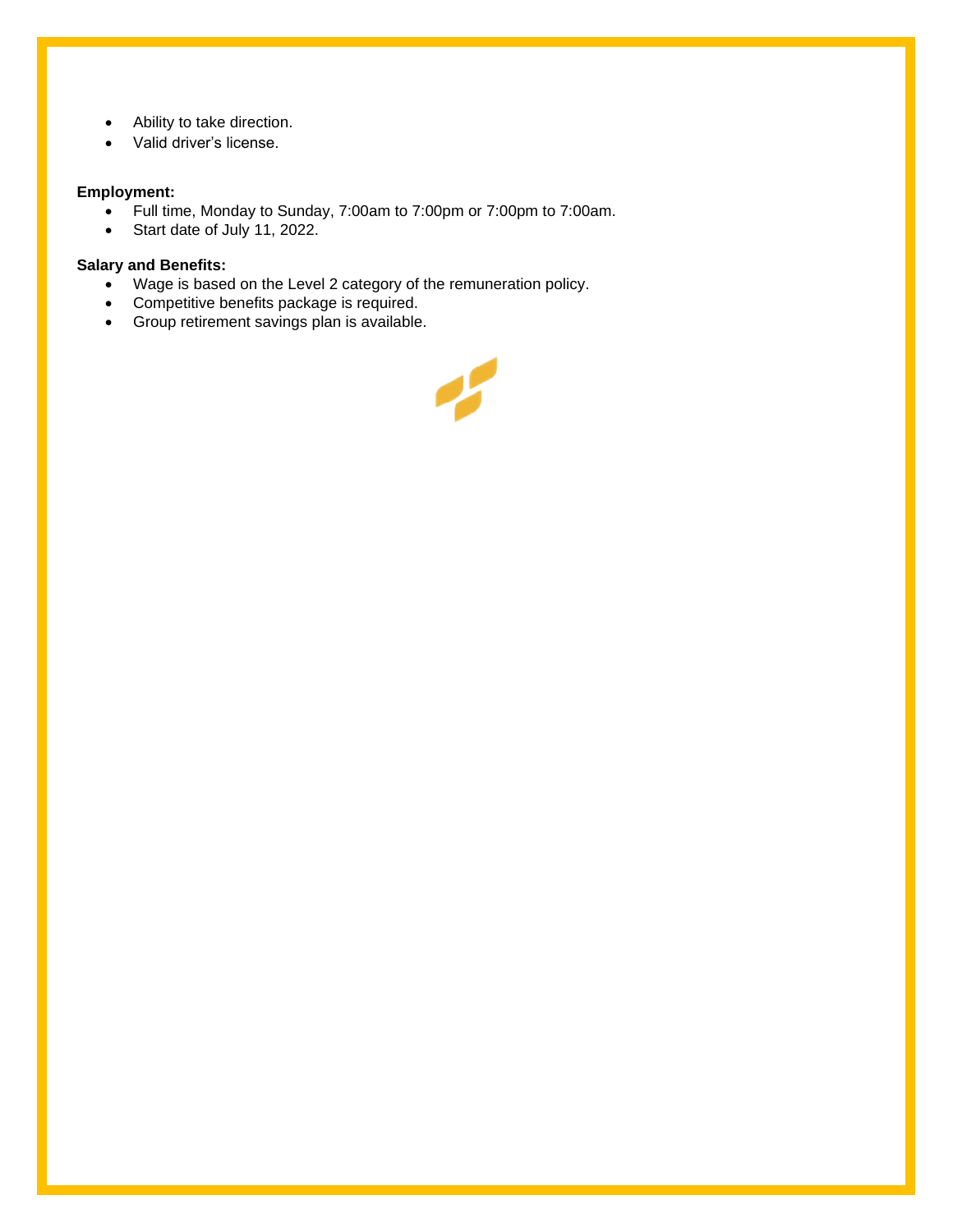- Ability to take direction.
- Valid driver's license.

**Employment:**

- Full time, Monday to Sunday, 7:00am to 7:00pm or 7:00pm to 7:00am.
- Start date of July 11, 2022.

**Salary and Benefits:**

- Wage is based on the Level 2 category of the remuneration policy.
- Competitive benefits package is required.
- Group retirement savings plan is available.